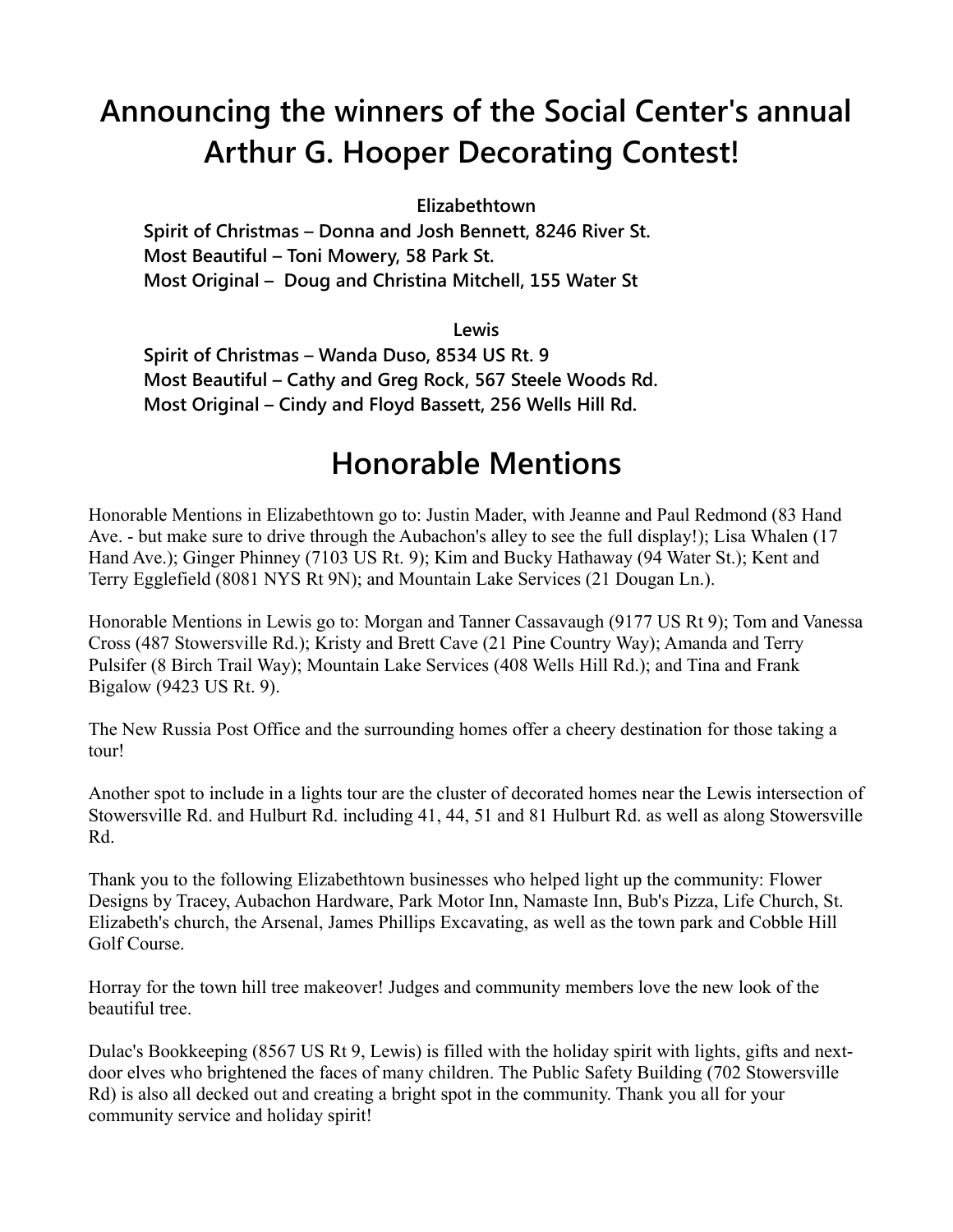# Announcing the winners of the Social Center's annual Arthur G. Hooper Decorating Contest!

**Elizabethtown**

**Spirit of Christmas – Donna and Josh Bennett, 8246 River St.**
**Most Beautiful – Toni Mowery, 58 Park St.**
**Most Original – Doug and Christina Mitchell, 155 Water St**

**Lewis**

**Spirit of Christmas – Wanda Duso, 8534 US Rt. 9**
**Most Beautiful – Cathy and Greg Rock, 567 Steele Woods Rd.**
**Most Original – Cindy and Floyd Bassett, 256 Wells Hill Rd.**

## Honorable Mentions

Honorable Mentions in Elizabethtown go to: Justin Mader, with Jeanne and Paul Redmond (83 Hand Ave. - but make sure to drive through the Aubachon's alley to see the full display!); Lisa Whalen (17 Hand Ave.); Ginger Phinney (7103 US Rt. 9); Kim and Bucky Hathaway (94 Water St.); Kent and Terry Egglefield (8081 NYS Rt 9N); and Mountain Lake Services (21 Dougan Ln.).

Honorable Mentions in Lewis go to: Morgan and Tanner Cassavaugh (9177 US Rt 9); Tom and Vanessa Cross (487 Stowersville Rd.); Kristy and Brett Cave (21 Pine Country Way); Amanda and Terry Pulsifer (8 Birch Trail Way); Mountain Lake Services (408 Wells Hill Rd.); and Tina and Frank Bigalow (9423 US Rt. 9).

The New Russia Post Office and the surrounding homes offer a cheery destination for those taking a tour!

Another spot to include in a lights tour are the cluster of decorated homes near the Lewis intersection of Stowersville Rd. and Hulburt Rd. including 41, 44, 51 and 81 Hulburt Rd. as well as along Stowersville Rd.

Thank you to the following Elizabethtown businesses who helped light up the community: Flower Designs by Tracey, Aubachon Hardware, Park Motor Inn, Namaste Inn, Bub's Pizza, Life Church, St. Elizabeth's church, the Arsenal, James Phillips Excavating, as well as the town park and Cobble Hill Golf Course.

Horray for the town hill tree makeover! Judges and community members love the new look of the beautiful tree.

Dulac's Bookkeeping (8567 US Rt 9, Lewis) is filled with the holiday spirit with lights, gifts and next-door elves who brightened the faces of many children. The Public Safety Building (702 Stowersville Rd) is also all decked out and creating a bright spot in the community. Thank you all for your community service and holiday spirit!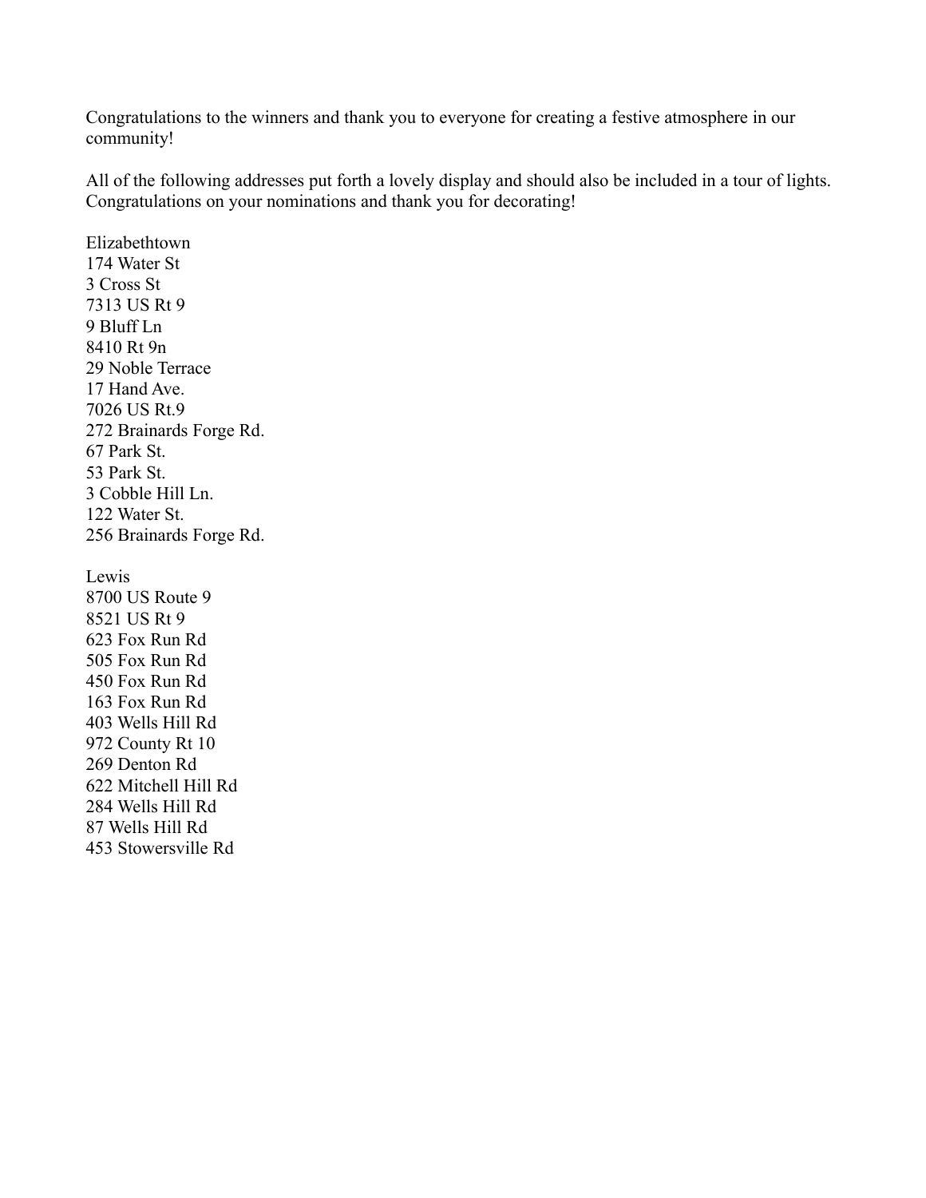Congratulations to the winners and thank you to everyone for creating a festive atmosphere in our community!

All of the following addresses put forth a lovely display and should also be included in a tour of lights. Congratulations on your nominations and thank you for decorating!

Elizabethtown
174 Water St
3 Cross St
7313 US Rt 9
9 Bluff Ln
8410 Rt 9n
29 Noble Terrace
17 Hand Ave.
7026 US Rt.9
272 Brainards Forge Rd.
67 Park St.
53 Park St.
3 Cobble Hill Ln.
122 Water St.
256 Brainards Forge Rd.

Lewis
8700 US Route 9
8521 US Rt 9
623 Fox Run Rd
505 Fox Run Rd
450 Fox Run Rd
163 Fox Run Rd
403 Wells Hill Rd
972 County Rt 10
269 Denton Rd
622 Mitchell Hill Rd
284 Wells Hill Rd
87 Wells Hill Rd
453 Stowersville Rd